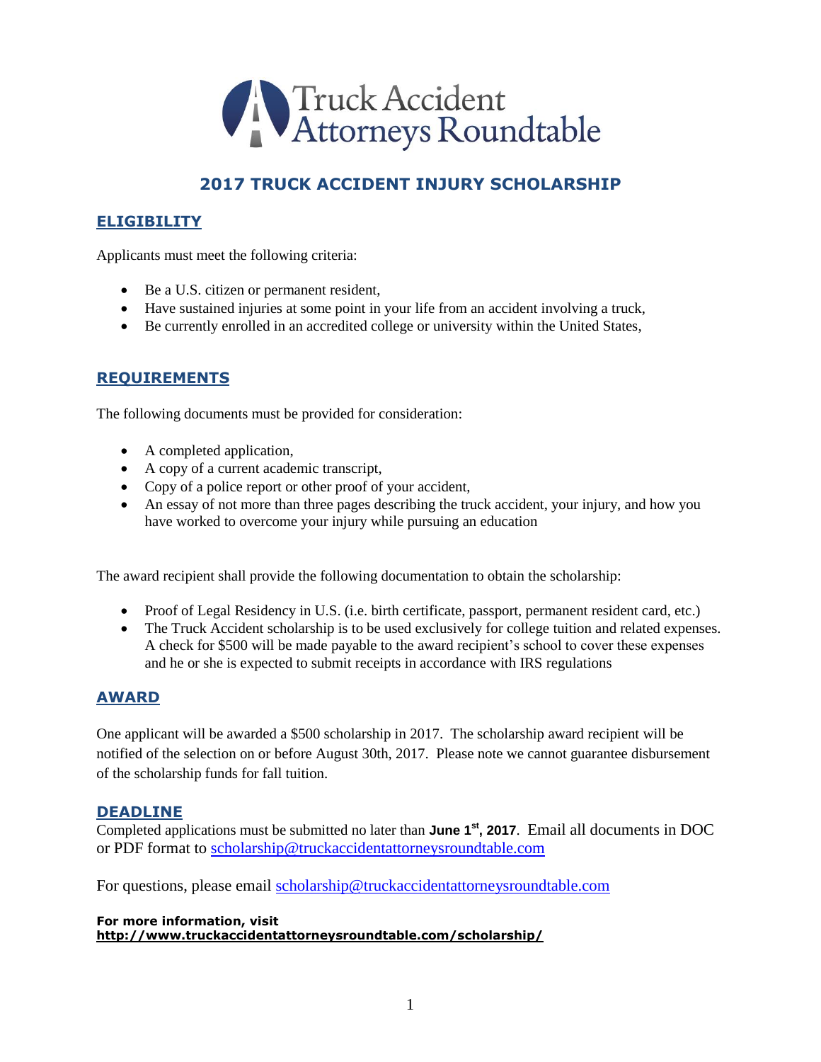Truck Accident Attorneys Roundtable

# 2017 TRUCK ACCIDENT INJURY SCHOLARSHIP

## ELIGIBILITY

Applicants must meet the following criteria:

- Be a U.S. citizen or permanent resident,
- Have sustained injuries at some point in your life from an accident involving a truck,
- Be currently enrolled in an accredited college or university within the United States,

## REQUIREMENTS

The following documents must be provided for consideration:

- A completed application,
- A copy of a current academic transcript,
- Copy of a police report or other proof of your accident,
- An essay of not more than three pages describing the truck accident, your injury, and how you have worked to overcome your injury while pursuing an education

The award recipient shall provide the following documentation to obtain the scholarship:

- Proof of Legal Residency in U.S. (i.e. birth certificate, passport, permanent resident card, etc.)
- The Truck Accident scholarship is to be used exclusively for college tuition and related expenses. A check for $500 will be made payable to the award recipient's school to cover these expenses and he or she is expected to submit receipts in accordance with IRS regulations

## AWARD

One applicant will be awarded a $500 scholarship in 2017. The scholarship award recipient will be notified of the selection on or before August 30th, 2017. Please note we cannot guarantee disbursement of the scholarship funds for fall tuition.

## DEADLINE

Completed applications must be submitted no later than **June 1st, 2017**. Email all documents in DOC or PDF format to scholarship@truckaccidentattorneysroundtable.com

For questions, please email scholarship@truckaccidentattorneysroundtable.com

**For more information, visit**
**http://www.truckaccidentattorneysroundtable.com/scholarship/**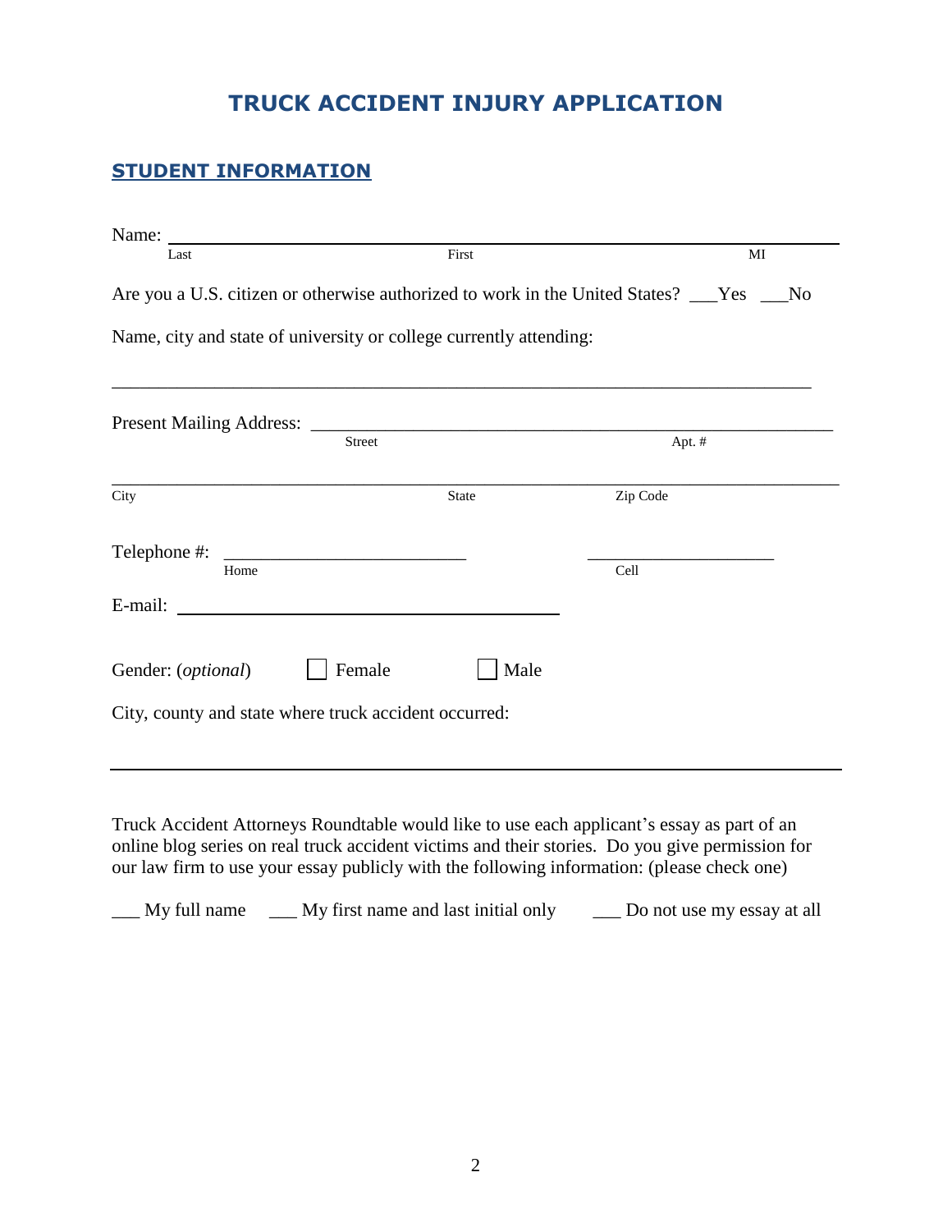# TRUCK ACCIDENT INJURY APPLICATION

## STUDENT INFORMATION

Name: ______________________________________________________________

Last First MI

Are you a U.S. citizen or otherwise authorized to work in the United States? ___Yes ___No

Name, city and state of university or college currently attending:

_____________________________________________________________________________

Present Mailing Address: _____________________________________________________

Street Apt. #

_____________________________________________________________________________

City State Zip Code

Telephone #: __________________________ ____________________

Home Cell

E-mail: ________________________________________

Gender: (*optional*) ☐ Female ☐ Male

City, county and state where truck accident occurred:

_____________________________________________________________________________

Truck Accident Attorneys Roundtable would like to use each applicant's essay as part of an online blog series on real truck accident victims and their stories. Do you give permission for our law firm to use your essay publicly with the following information: (please check one)

___ My full name ___ My first name and last initial only ___ Do not use my essay at all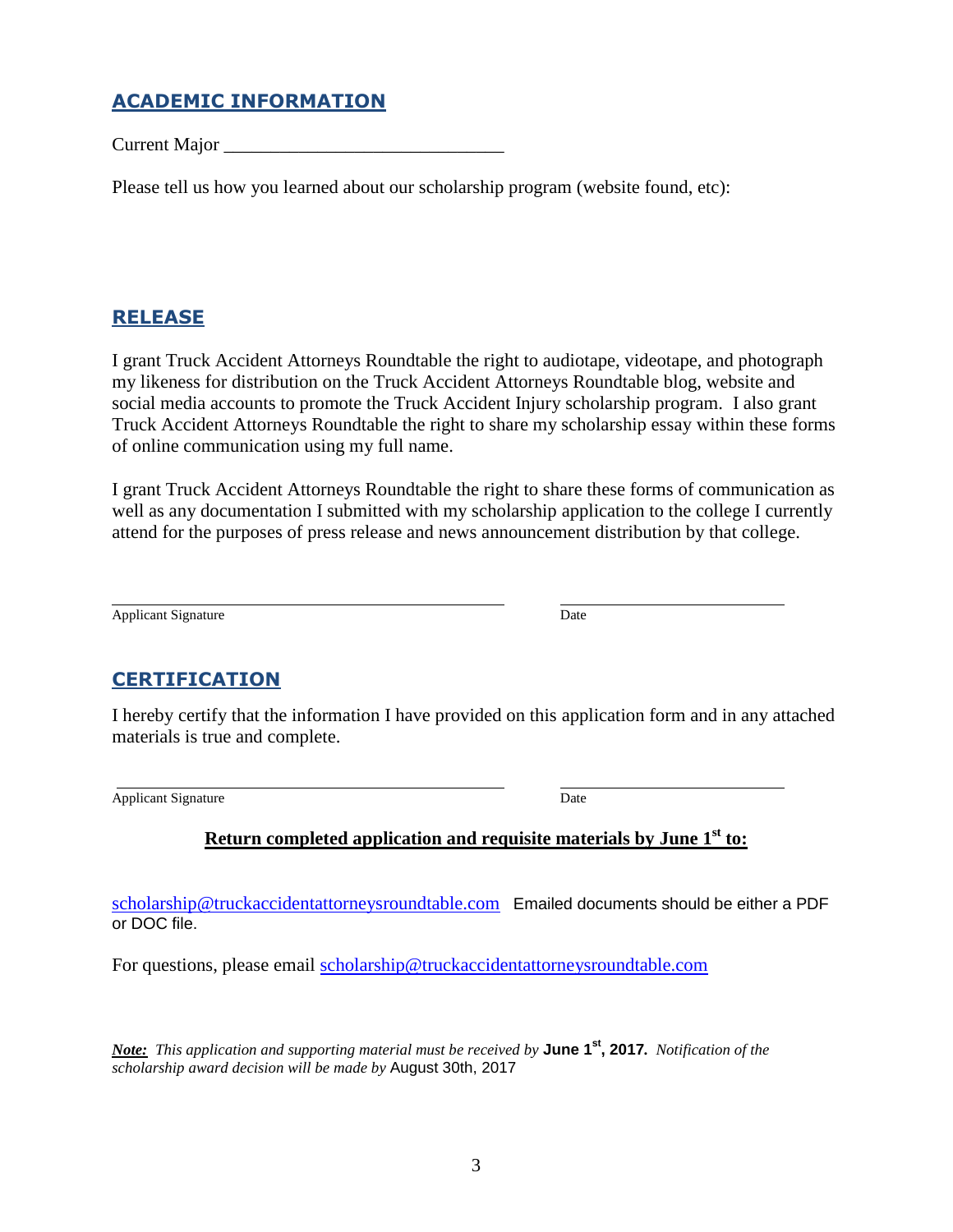## ACADEMIC INFORMATION

Current Major ______________________________

Please tell us how you learned about our scholarship program (website found, etc):

## RELEASE

I grant Truck Accident Attorneys Roundtable the right to audiotape, videotape, and photograph my likeness for distribution on the Truck Accident Attorneys Roundtable blog, website and social media accounts to promote the Truck Accident Injury scholarship program. I also grant Truck Accident Attorneys Roundtable the right to share my scholarship essay within these forms of online communication using my full name.

I grant Truck Accident Attorneys Roundtable the right to share these forms of communication as well as any documentation I submitted with my scholarship application to the college I currently attend for the purposes of press release and news announcement distribution by that college.

______________________________________________ ___________________________

Applicant Signature Date

## CERTIFICATION

I hereby certify that the information I have provided on this application form and in any attached materials is true and complete.

______________________________________________ ___________________________

Applicant Signature Date

**Return completed application and requisite materials by June 1st to:**

scholarship@truckaccidentattorneysroundtable.com Emailed documents should be either a PDF or DOC file.

For questions, please email scholarship@truckaccidentattorneysroundtable.com

***Note:*** *This application and supporting material must be received by* **June 1st, 2017.** *Notification of the scholarship award decision will be made by* August 30th, 2017